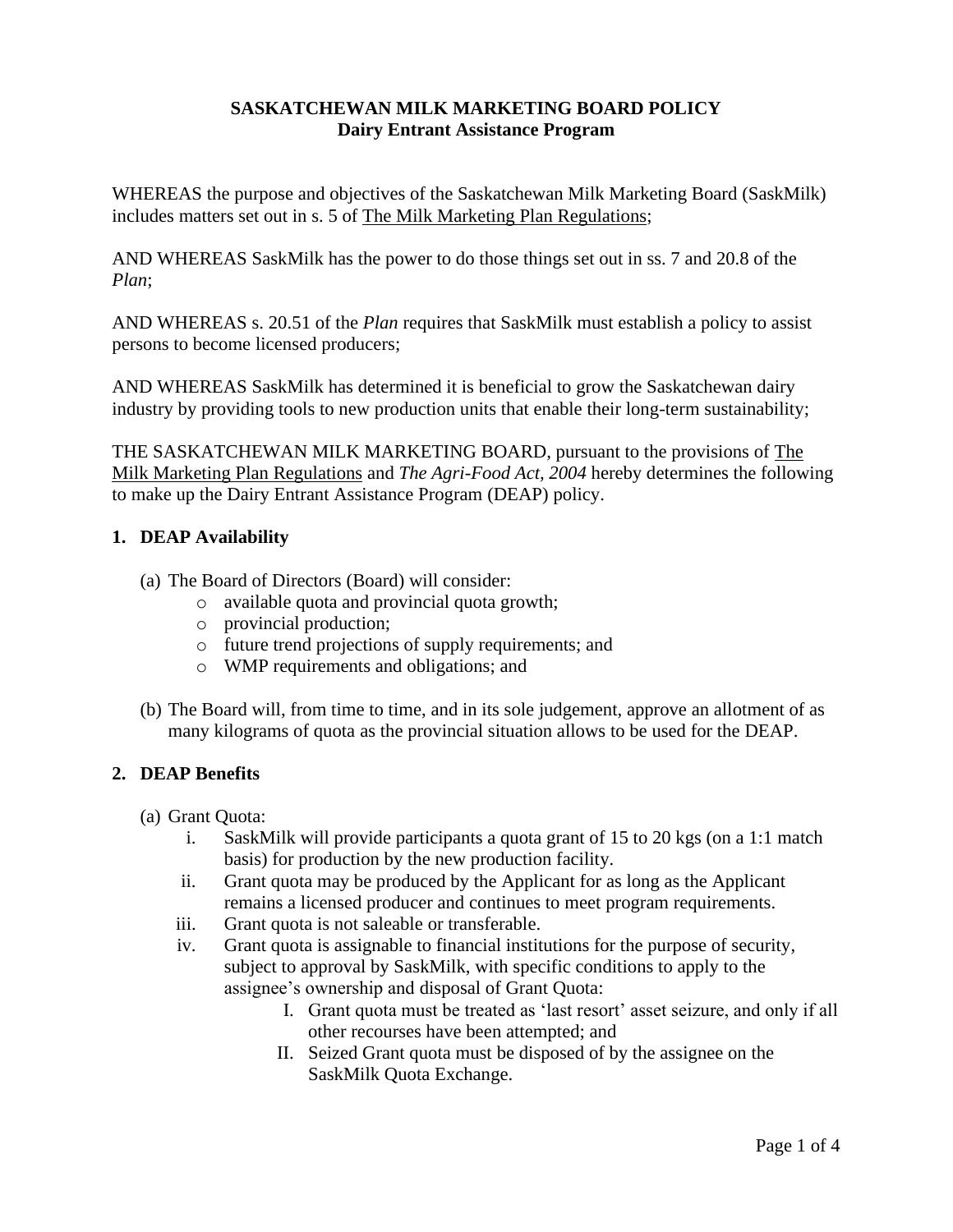**SASKATCHEWAN MILK MARKETING BOARD POLICY**
**Dairy Entrant Assistance Program**

WHEREAS the purpose and objectives of the Saskatchewan Milk Marketing Board (SaskMilk) includes matters set out in s. 5 of The Milk Marketing Plan Regulations;

AND WHEREAS SaskMilk has the power to do those things set out in ss. 7 and 20.8 of the *Plan*;

AND WHEREAS s. 20.51 of the *Plan* requires that SaskMilk must establish a policy to assist persons to become licensed producers;

AND WHEREAS SaskMilk has determined it is beneficial to grow the Saskatchewan dairy industry by providing tools to new production units that enable their long-term sustainability;

THE SASKATCHEWAN MILK MARKETING BOARD, pursuant to the provisions of The Milk Marketing Plan Regulations and *The Agri-Food Act, 2004* hereby determines the following to make up the Dairy Entrant Assistance Program (DEAP) policy.

## 1. DEAP Availability

(a) The Board of Directors (Board) will consider:
- available quota and provincial quota growth;
- provincial production;
- future trend projections of supply requirements; and
- WMP requirements and obligations; and

(b) The Board will, from time to time, and in its sole judgement, approve an allotment of as many kilograms of quota as the provincial situation allows to be used for the DEAP.

## 2. DEAP Benefits

(a) Grant Quota:

i. SaskMilk will provide participants a quota grant of 15 to 20 kgs (on a 1:1 match basis) for production by the new production facility.

ii. Grant quota may be produced by the Applicant for as long as the Applicant remains a licensed producer and continues to meet program requirements.

iii. Grant quota is not saleable or transferable.

iv. Grant quota is assignable to financial institutions for the purpose of security, subject to approval by SaskMilk, with specific conditions to apply to the assignee's ownership and disposal of Grant Quota:

I. Grant quota must be treated as 'last resort' asset seizure, and only if all other recourses have been attempted; and

II. Seized Grant quota must be disposed of by the assignee on the SaskMilk Quota Exchange.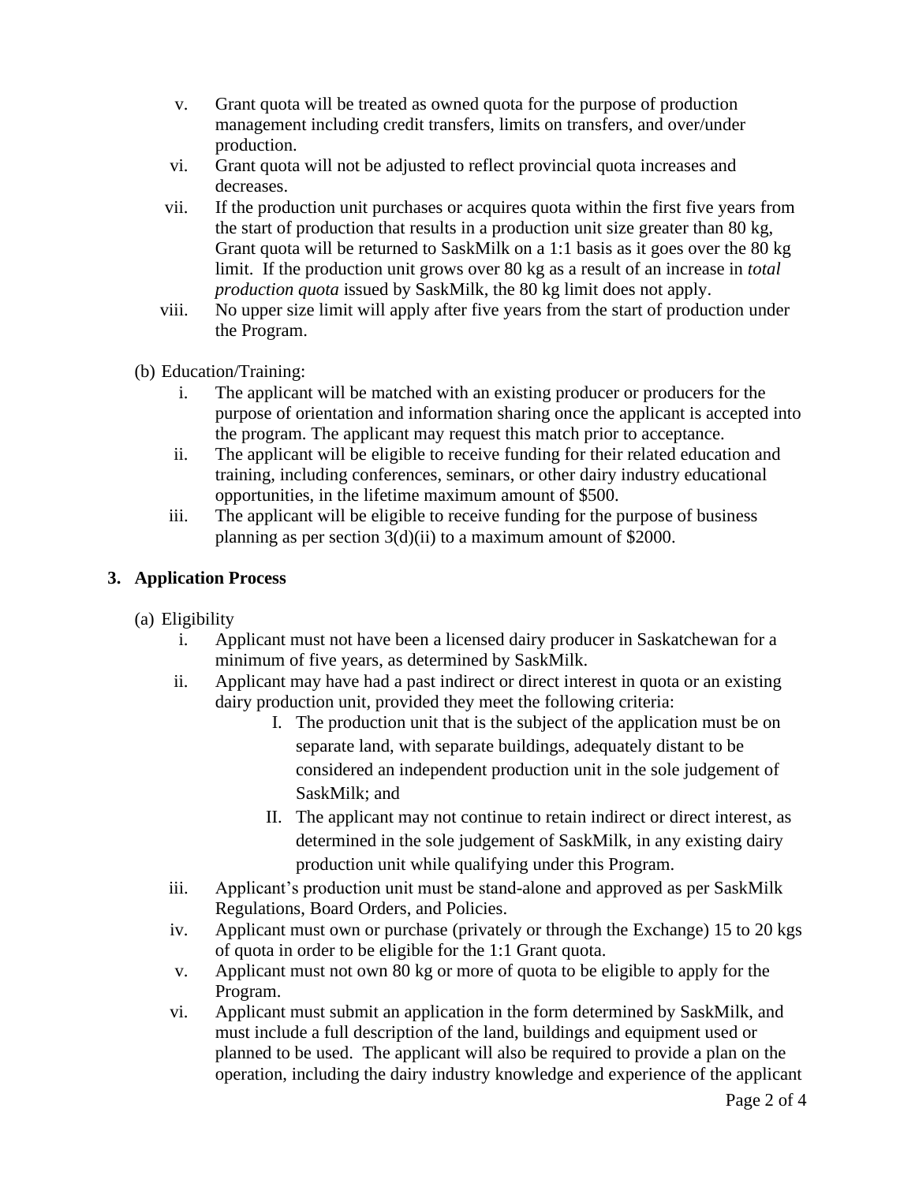v. Grant quota will be treated as owned quota for the purpose of production management including credit transfers, limits on transfers, and over/under production.
vi. Grant quota will not be adjusted to reflect provincial quota increases and decreases.
vii. If the production unit purchases or acquires quota within the first five years from the start of production that results in a production unit size greater than 80 kg, Grant quota will be returned to SaskMilk on a 1:1 basis as it goes over the 80 kg limit. If the production unit grows over 80 kg as a result of an increase in *total production quota* issued by SaskMilk, the 80 kg limit does not apply.
viii. No upper size limit will apply after five years from the start of production under the Program.

(b) Education/Training:

i. The applicant will be matched with an existing producer or producers for the purpose of orientation and information sharing once the applicant is accepted into the program. The applicant may request this match prior to acceptance.
ii. The applicant will be eligible to receive funding for their related education and training, including conferences, seminars, or other dairy industry educational opportunities, in the lifetime maximum amount of $500.
iii. The applicant will be eligible to receive funding for the purpose of business planning as per section 3(d)(ii) to a maximum amount of $2000.

## 3. Application Process

(a) Eligibility

i. Applicant must not have been a licensed dairy producer in Saskatchewan for a minimum of five years, as determined by SaskMilk.
ii. Applicant may have had a past indirect or direct interest in quota or an existing dairy production unit, provided they meet the following criteria:
    I. The production unit that is the subject of the application must be on separate land, with separate buildings, adequately distant to be considered an independent production unit in the sole judgement of SaskMilk; and
    II. The applicant may not continue to retain indirect or direct interest, as determined in the sole judgement of SaskMilk, in any existing dairy production unit while qualifying under this Program.
iii. Applicant's production unit must be stand-alone and approved as per SaskMilk Regulations, Board Orders, and Policies.
iv. Applicant must own or purchase (privately or through the Exchange) 15 to 20 kgs of quota in order to be eligible for the 1:1 Grant quota.
v. Applicant must not own 80 kg or more of quota to be eligible to apply for the Program.
vi. Applicant must submit an application in the form determined by SaskMilk, and must include a full description of the land, buildings and equipment used or planned to be used. The applicant will also be required to provide a plan on the operation, including the dairy industry knowledge and experience of the applicant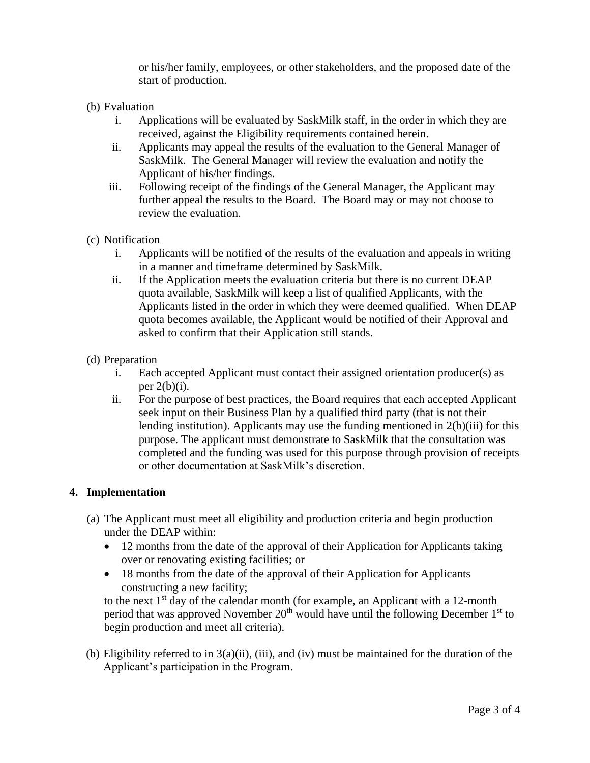or his/her family, employees, or other stakeholders, and the proposed date of the start of production.

(b) Evaluation

  i. Applications will be evaluated by SaskMilk staff, in the order in which they are received, against the Eligibility requirements contained herein.
  ii. Applicants may appeal the results of the evaluation to the General Manager of SaskMilk. The General Manager will review the evaluation and notify the Applicant of his/her findings.
  iii. Following receipt of the findings of the General Manager, the Applicant may further appeal the results to the Board. The Board may or may not choose to review the evaluation.

(c) Notification

  i. Applicants will be notified of the results of the evaluation and appeals in writing in a manner and timeframe determined by SaskMilk.
  ii. If the Application meets the evaluation criteria but there is no current DEAP quota available, SaskMilk will keep a list of qualified Applicants, with the Applicants listed in the order in which they were deemed qualified. When DEAP quota becomes available, the Applicant would be notified of their Approval and asked to confirm that their Application still stands.

(d) Preparation

  i. Each accepted Applicant must contact their assigned orientation producer(s) as per 2(b)(i).
  ii. For the purpose of best practices, the Board requires that each accepted Applicant seek input on their Business Plan by a qualified third party (that is not their lending institution). Applicants may use the funding mentioned in 2(b)(iii) for this purpose. The applicant must demonstrate to SaskMilk that the consultation was completed and the funding was used for this purpose through provision of receipts or other documentation at SaskMilk's discretion.

## 4. Implementation

(a) The Applicant must meet all eligibility and production criteria and begin production under the DEAP within:

- 12 months from the date of the approval of their Application for Applicants taking over or renovating existing facilities; or
- 18 months from the date of the approval of their Application for Applicants constructing a new facility;

to the next 1st day of the calendar month (for example, an Applicant with a 12-month period that was approved November 20th would have until the following December 1st to begin production and meet all criteria).

(b) Eligibility referred to in 3(a)(ii), (iii), and (iv) must be maintained for the duration of the Applicant's participation in the Program.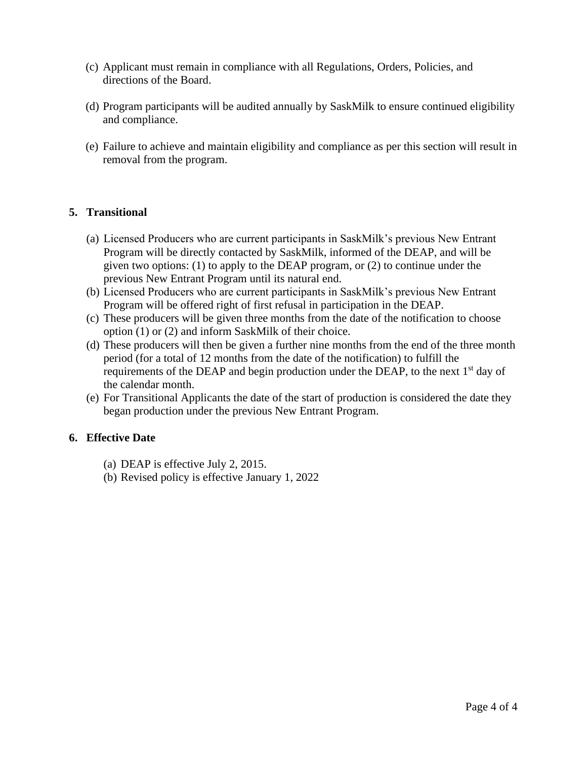(c) Applicant must remain in compliance with all Regulations, Orders, Policies, and directions of the Board.

(d) Program participants will be audited annually by SaskMilk to ensure continued eligibility and compliance.

(e) Failure to achieve and maintain eligibility and compliance as per this section will result in removal from the program.

## 5. Transitional

(a) Licensed Producers who are current participants in SaskMilk's previous New Entrant Program will be directly contacted by SaskMilk, informed of the DEAP, and will be given two options: (1) to apply to the DEAP program, or (2) to continue under the previous New Entrant Program until its natural end.

(b) Licensed Producers who are current participants in SaskMilk's previous New Entrant Program will be offered right of first refusal in participation in the DEAP.

(c) These producers will be given three months from the date of the notification to choose option (1) or (2) and inform SaskMilk of their choice.

(d) These producers will then be given a further nine months from the end of the three month period (for a total of 12 months from the date of the notification) to fulfill the requirements of the DEAP and begin production under the DEAP, to the next 1st day of the calendar month.

(e) For Transitional Applicants the date of the start of production is considered the date they began production under the previous New Entrant Program.

## 6. Effective Date

(a) DEAP is effective July 2, 2015.

(b) Revised policy is effective January 1, 2022